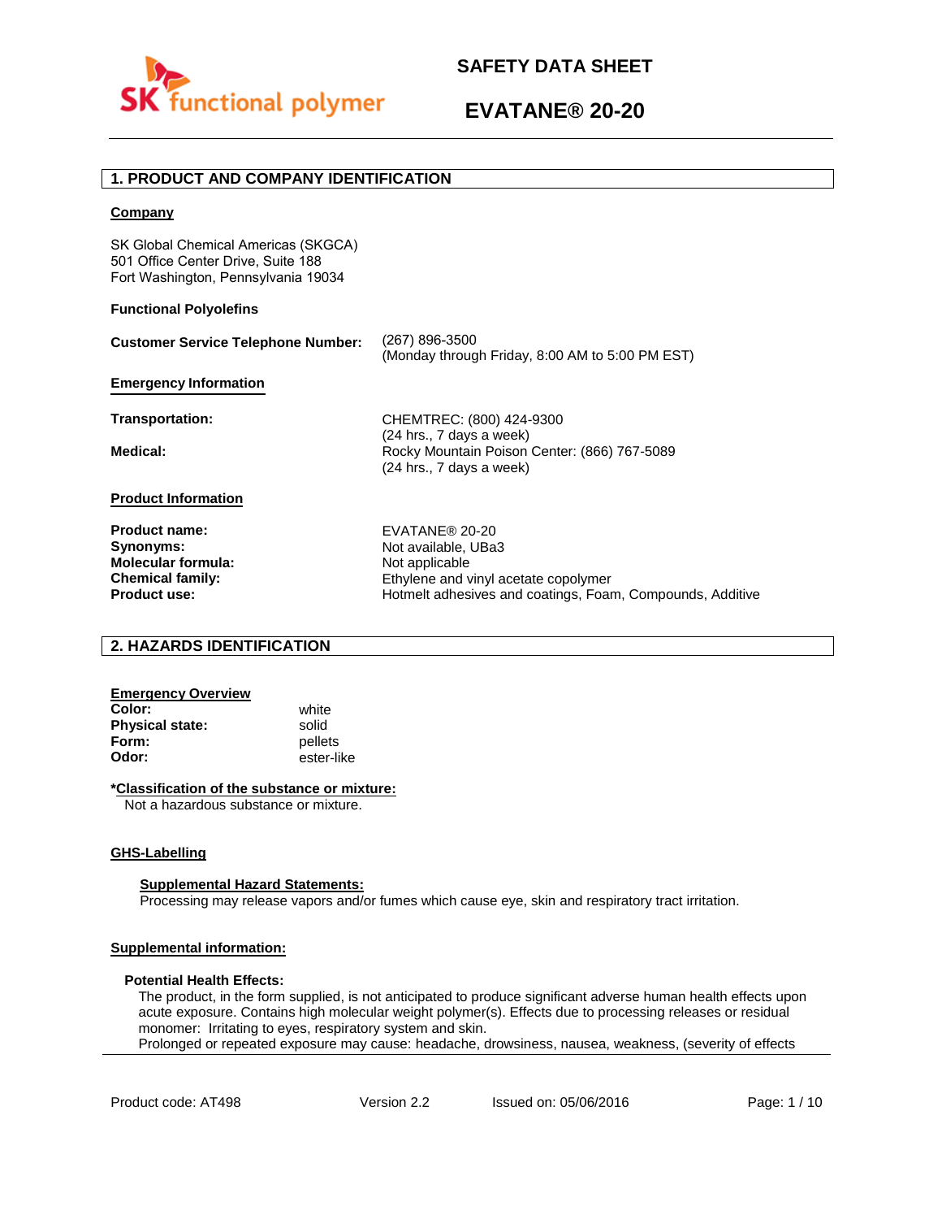# SAFETY DATA SHEET

# EVATANE® 20-20

## 1. PRODUCT AND COMPANY IDENTIFICATION

**Company**

SK Global Chemical Americas (SKGCA)
501 Office Center Drive, Suite 188
Fort Washington, Pennsylvania 19034

**Functional Polyolefins**

**Customer Service Telephone Number:** (267) 896-3500
(Monday through Friday, 8:00 AM to 5:00 PM EST)

**Emergency Information**

| | |
|---|---|
| **Transportation:** | CHEMTREC: (800) 424-9300 (24 hrs., 7 days a week) |
| **Medical:** | Rocky Mountain Poison Center: (866) 767-5089 (24 hrs., 7 days a week) |

**Product Information**

| | |
|---|---|
| **Product name:** | EVATANE® 20-20 |
| **Synonyms:** | Not available, UBa3 |
| **Molecular formula:** | Not applicable |
| **Chemical family:** | Ethylene and vinyl acetate copolymer |
| **Product use:** | Hotmelt adhesives and coatings, Foam, Compounds, Additive |

## 2. HAZARDS IDENTIFICATION

**Emergency Overview**

| | |
|---|---|
| **Color:** | white |
| **Physical state:** | solid |
| **Form:** | pellets |
| **Odor:** | ester-like |

***Classification of the substance or mixture:**

Not a hazardous substance or mixture.

**GHS-Labelling**

**Supplemental Hazard Statements:**

Processing may release vapors and/or fumes which cause eye, skin and respiratory tract irritation.

**Supplemental information:**

**Potential Health Effects:**

The product, in the form supplied, is not anticipated to produce significant adverse human health effects upon acute exposure. Contains high molecular weight polymer(s). Effects due to processing releases or residual monomer: Irritating to eyes, respiratory system and skin.
Prolonged or repeated exposure may cause: headache, drowsiness, nausea, weakness, (severity of effects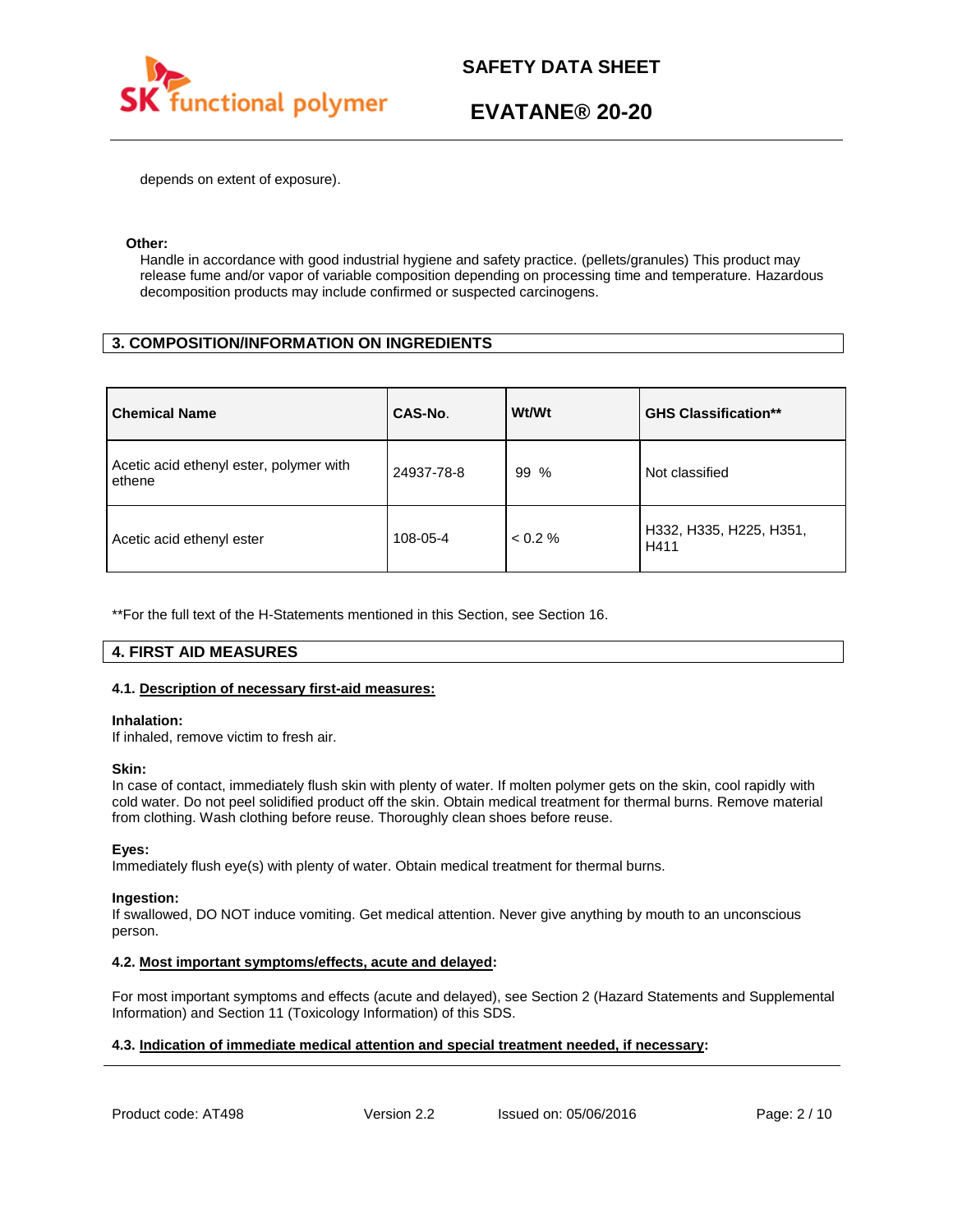depends on extent of exposure).

**Other:**

Handle in accordance with good industrial hygiene and safety practice. (pellets/granules) This product may release fume and/or vapor of variable composition depending on processing time and temperature. Hazardous decomposition products may include confirmed or suspected carcinogens.

## 3. COMPOSITION/INFORMATION ON INGREDIENTS

| Chemical Name | CAS-No. | Wt/Wt | GHS Classification** |
|---|---|---|---|
| Acetic acid ethenyl ester, polymer with ethene | 24937-78-8 | 99 % | Not classified |
| Acetic acid ethenyl ester | 108-05-4 | < 0.2 % | H332, H335, H225, H351, H411 |

**For the full text of the H-Statements mentioned in this Section, see Section 16.

## 4. FIRST AID MEASURES

### 4.1. Description of necessary first-aid measures:

**Inhalation:**
If inhaled, remove victim to fresh air.

**Skin:**
In case of contact, immediately flush skin with plenty of water. If molten polymer gets on the skin, cool rapidly with cold water. Do not peel solidified product off the skin. Obtain medical treatment for thermal burns. Remove material from clothing. Wash clothing before reuse. Thoroughly clean shoes before reuse.

**Eyes:**
Immediately flush eye(s) with plenty of water. Obtain medical treatment for thermal burns.

**Ingestion:**
If swallowed, DO NOT induce vomiting. Get medical attention. Never give anything by mouth to an unconscious person.

### 4.2. Most important symptoms/effects, acute and delayed:

For most important symptoms and effects (acute and delayed), see Section 2 (Hazard Statements and Supplemental Information) and Section 11 (Toxicology Information) of this SDS.

### 4.3. Indication of immediate medical attention and special treatment needed, if necessary: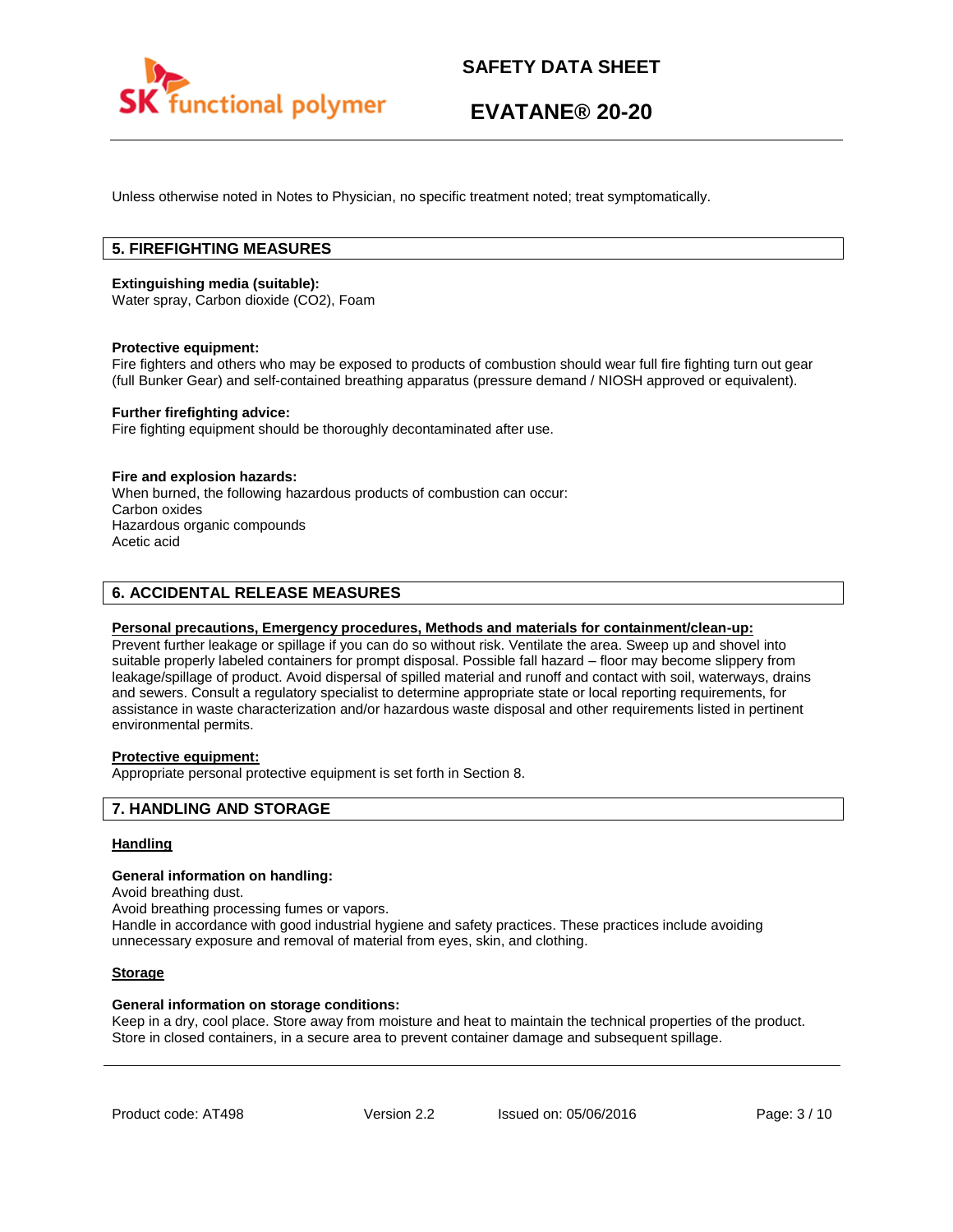Unless otherwise noted in Notes to Physician, no specific treatment noted; treat symptomatically.

## 5. FIREFIGHTING MEASURES

**Extinguishing media (suitable):**
Water spray, Carbon dioxide ($CO_2$), Foam

**Protective equipment:**
Fire fighters and others who may be exposed to products of combustion should wear full fire fighting turn out gear (full Bunker Gear) and self-contained breathing apparatus (pressure demand / NIOSH approved or equivalent).

**Further firefighting advice:**
Fire fighting equipment should be thoroughly decontaminated after use.

**Fire and explosion hazards:**
When burned, the following hazardous products of combustion can occur:
Carbon oxides
Hazardous organic compounds
Acetic acid

## 6. ACCIDENTAL RELEASE MEASURES

**Personal precautions, Emergency procedures, Methods and materials for containment/clean-up:**
Prevent further leakage or spillage if you can do so without risk. Ventilate the area. Sweep up and shovel into suitable properly labeled containers for prompt disposal. Possible fall hazard – floor may become slippery from leakage/spillage of product. Avoid dispersal of spilled material and runoff and contact with soil, waterways, drains and sewers. Consult a regulatory specialist to determine appropriate state or local reporting requirements, for assistance in waste characterization and/or hazardous waste disposal and other requirements listed in pertinent environmental permits.

**Protective equipment:**
Appropriate personal protective equipment is set forth in Section 8.

## 7. HANDLING AND STORAGE

**Handling**

**General information on handling:**
Avoid breathing dust.
Avoid breathing processing fumes or vapors.
Handle in accordance with good industrial hygiene and safety practices. These practices include avoiding unnecessary exposure and removal of material from eyes, skin, and clothing.

**Storage**

**General information on storage conditions:**
Keep in a dry, cool place. Store away from moisture and heat to maintain the technical properties of the product. Store in closed containers, in a secure area to prevent container damage and subsequent spillage.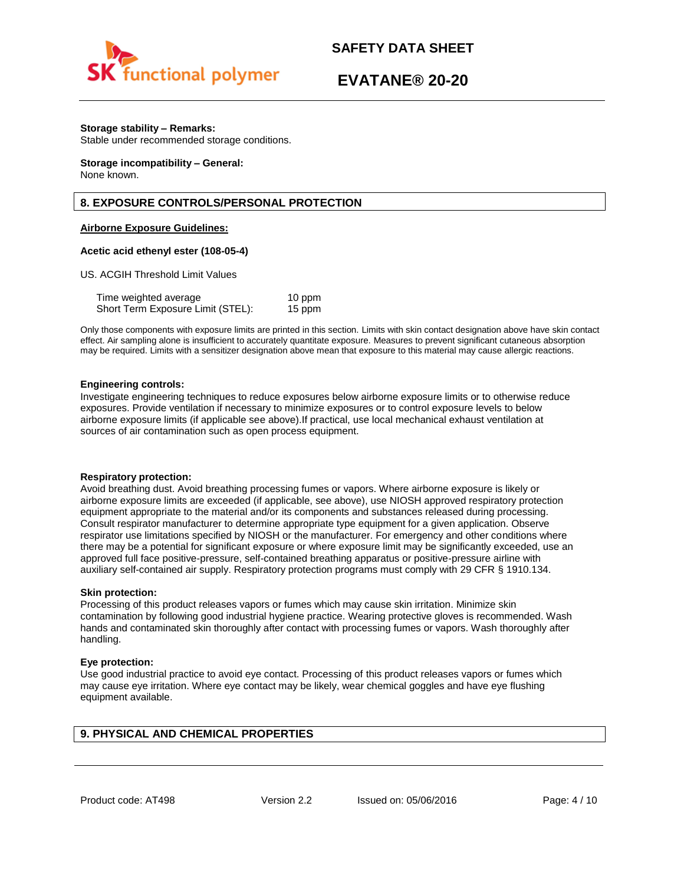**Storage stability – Remarks:**
Stable under recommended storage conditions.

**Storage incompatibility – General:**
None known.

## 8. EXPOSURE CONTROLS/PERSONAL PROTECTION

**Airborne Exposure Guidelines:**

**Acetic acid ethenyl ester (108-05-4)**

US. ACGIH Threshold Limit Values

| | |
|---|---|
| Time weighted average | 10 ppm |
| Short Term Exposure Limit (STEL): | 15 ppm |

Only those components with exposure limits are printed in this section. Limits with skin contact designation above have skin contact effect. Air sampling alone is insufficient to accurately quantitate exposure. Measures to prevent significant cutaneous absorption may be required. Limits with a sensitizer designation above mean that exposure to this material may cause allergic reactions.

**Engineering controls:**
Investigate engineering techniques to reduce exposures below airborne exposure limits or to otherwise reduce exposures. Provide ventilation if necessary to minimize exposures or to control exposure levels to below airborne exposure limits (if applicable see above).If practical, use local mechanical exhaust ventilation at sources of air contamination such as open process equipment.

**Respiratory protection:**
Avoid breathing dust. Avoid breathing processing fumes or vapors. Where airborne exposure is likely or airborne exposure limits are exceeded (if applicable, see above), use NIOSH approved respiratory protection equipment appropriate to the material and/or its components and substances released during processing. Consult respirator manufacturer to determine appropriate type equipment for a given application. Observe respirator use limitations specified by NIOSH or the manufacturer. For emergency and other conditions where there may be a potential for significant exposure or where exposure limit may be significantly exceeded, use an approved full face positive-pressure, self-contained breathing apparatus or positive-pressure airline with auxiliary self-contained air supply. Respiratory protection programs must comply with 29 CFR § 1910.134.

**Skin protection:**
Processing of this product releases vapors or fumes which may cause skin irritation. Minimize skin contamination by following good industrial hygiene practice. Wearing protective gloves is recommended. Wash hands and contaminated skin thoroughly after contact with processing fumes or vapors. Wash thoroughly after handling.

**Eye protection:**
Use good industrial practice to avoid eye contact. Processing of this product releases vapors or fumes which may cause eye irritation. Where eye contact may be likely, wear chemical goggles and have eye flushing equipment available.

## 9. PHYSICAL AND CHEMICAL PROPERTIES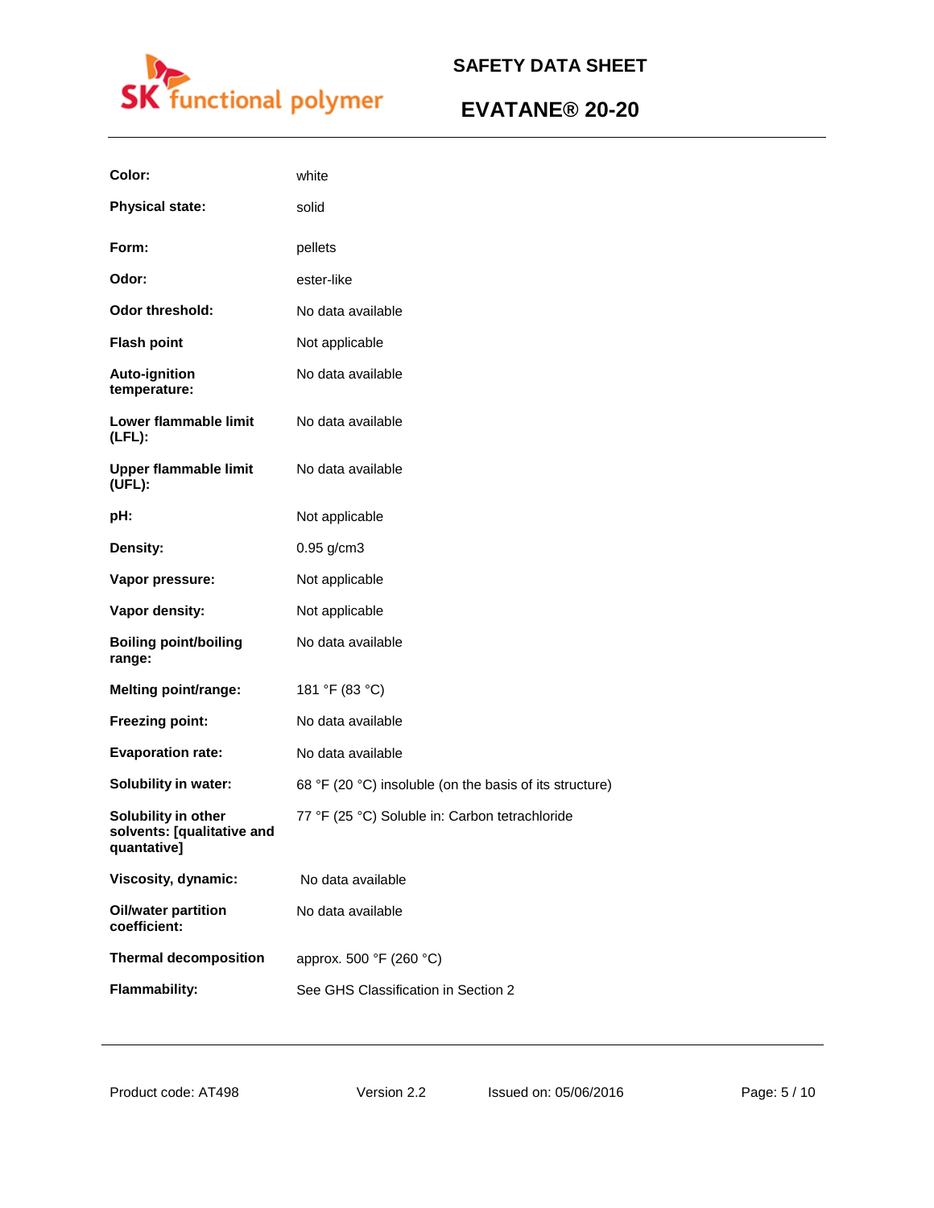| | |
|---|---|
| **Color:** | white |
| **Physical state:** | solid |
| **Form:** | pellets |
| **Odor:** | ester-like |
| **Odor threshold:** | No data available |
| **Flash point** | Not applicable |
| **Auto-ignition temperature:** | No data available |
| **Lower flammable limit (LFL):** | No data available |
| **Upper flammable limit (UFL):** | No data available |
| **pH:** | Not applicable |
| **Density:** | 0.95 g/cm3 |
| **Vapor pressure:** | Not applicable |
| **Vapor density:** | Not applicable |
| **Boiling point/boiling range:** | No data available |
| **Melting point/range:** | 181 °F (83 °C) |
| **Freezing point:** | No data available |
| **Evaporation rate:** | No data available |
| **Solubility in water:** | 68 °F (20 °C) insoluble (on the basis of its structure) |
| **Solubility in other solvents: [qualitative and quantative]** | 77 °F (25 °C) Soluble in: Carbon tetrachloride |
| **Viscosity, dynamic:** | No data available |
| **Oil/water partition coefficient:** | No data available |
| **Thermal decomposition** | approx. 500 °F (260 °C) |
| **Flammability:** | See GHS Classification in Section 2 |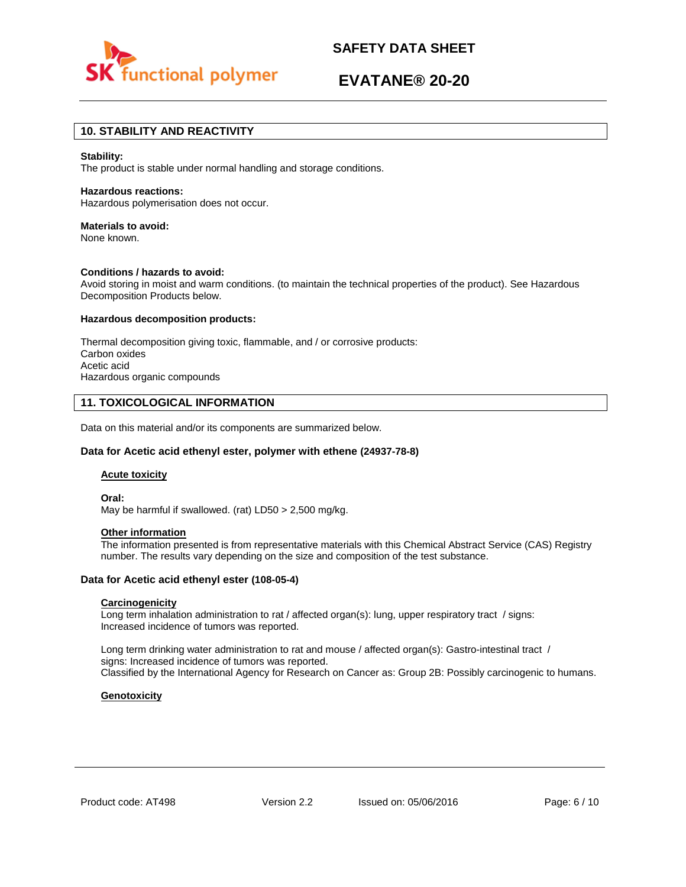## 10. STABILITY AND REACTIVITY

**Stability:**
The product is stable under normal handling and storage conditions.

**Hazardous reactions:**
Hazardous polymerisation does not occur.

**Materials to avoid:**
None known.

**Conditions / hazards to avoid:**
Avoid storing in moist and warm conditions. (to maintain the technical properties of the product). See Hazardous Decomposition Products below.

**Hazardous decomposition products:**

Thermal decomposition giving toxic, flammable, and / or corrosive products:
Carbon oxides
Acetic acid
Hazardous organic compounds

## 11. TOXICOLOGICAL INFORMATION

Data on this material and/or its components are summarized below.

### Data for Acetic acid ethenyl ester, polymer with ethene (24937-78-8)

#### Acute toxicity

**Oral:**
May be harmful if swallowed. (rat) LD50 > 2,500 mg/kg.

#### Other information

The information presented is from representative materials with this Chemical Abstract Service (CAS) Registry number. The results vary depending on the size and composition of the test substance.

### Data for Acetic acid ethenyl ester (108-05-4)

#### Carcinogenicity

Long term inhalation administration to rat / affected organ(s): lung, upper respiratory tract / signs: Increased incidence of tumors was reported.

Long term drinking water administration to rat and mouse / affected organ(s): Gastro-intestinal tract / signs: Increased incidence of tumors was reported.
Classified by the International Agency for Research on Cancer as: Group 2B: Possibly carcinogenic to humans.

#### Genotoxicity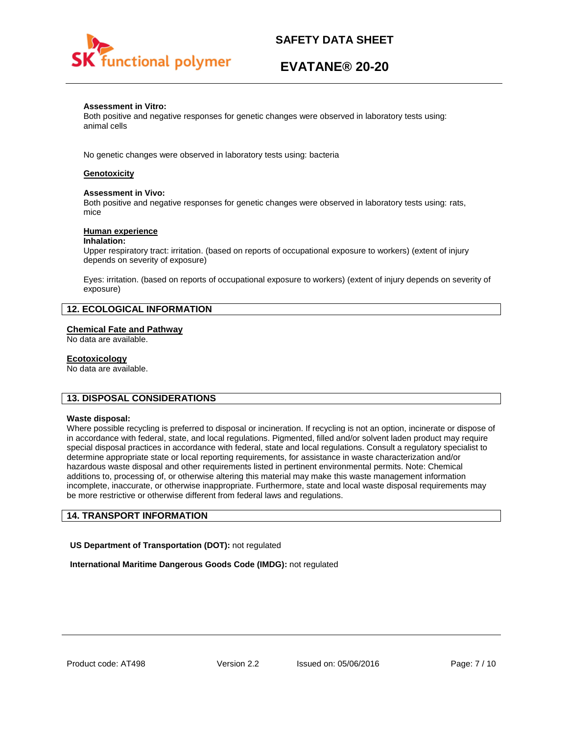**Assessment in Vitro:**
Both positive and negative responses for genetic changes were observed in laboratory tests using: animal cells

No genetic changes were observed in laboratory tests using: bacteria

**Genotoxicity**

**Assessment in Vivo:**
Both positive and negative responses for genetic changes were observed in laboratory tests using: rats, mice

**Human experience**

**Inhalation:**
Upper respiratory tract: irritation. (based on reports of occupational exposure to workers) (extent of injury depends on severity of exposure)

Eyes: irritation. (based on reports of occupational exposure to workers) (extent of injury depends on severity of exposure)

## 12. ECOLOGICAL INFORMATION

**Chemical Fate and Pathway**

No data are available.

**Ecotoxicology**

No data are available.

## 13. DISPOSAL CONSIDERATIONS

**Waste disposal:**
Where possible recycling is preferred to disposal or incineration. If recycling is not an option, incinerate or dispose of in accordance with federal, state, and local regulations. Pigmented, filled and/or solvent laden product may require special disposal practices in accordance with federal, state and local regulations. Consult a regulatory specialist to determine appropriate state or local reporting requirements, for assistance in waste characterization and/or hazardous waste disposal and other requirements listed in pertinent environmental permits. Note: Chemical additions to, processing of, or otherwise altering this material may make this waste management information incomplete, inaccurate, or otherwise inappropriate. Furthermore, state and local waste disposal requirements may be more restrictive or otherwise different from federal laws and regulations.

## 14. TRANSPORT INFORMATION

**US Department of Transportation (DOT):** not regulated

**International Maritime Dangerous Goods Code (IMDG):** not regulated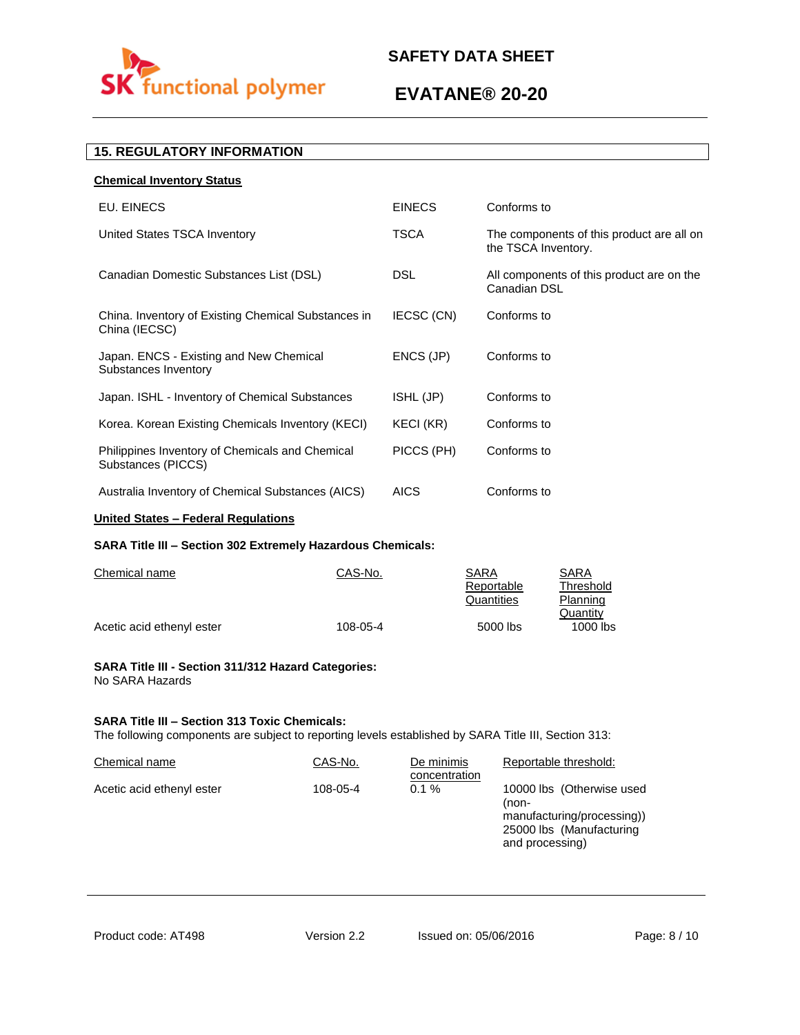## 15. REGULATORY INFORMATION

**Chemical Inventory Status**

| | | |
|---|---|---|
| EU. EINECS | EINECS | Conforms to |
| United States TSCA Inventory | TSCA | The components of this product are all on the TSCA Inventory. |
| Canadian Domestic Substances List (DSL) | DSL | All components of this product are on the Canadian DSL |
| China. Inventory of Existing Chemical Substances in China (IECSC) | IECSC (CN) | Conforms to |
| Japan. ENCS - Existing and New Chemical Substances Inventory | ENCS (JP) | Conforms to |
| Japan. ISHL - Inventory of Chemical Substances | ISHL (JP) | Conforms to |
| Korea. Korean Existing Chemicals Inventory (KECI) | KECI (KR) | Conforms to |
| Philippines Inventory of Chemicals and Chemical Substances (PICCS) | PICCS (PH) | Conforms to |
| Australia Inventory of Chemical Substances (AICS) | AICS | Conforms to |

**United States – Federal Regulations**

**SARA Title III – Section 302 Extremely Hazardous Chemicals:**

| Chemical name | CAS-No. | SARA Reportable Quantities | SARA Threshold Planning Quantity |
|---|---|---|---|
| Acetic acid ethenyl ester | 108-05-4 | 5000 lbs | 1000 lbs |

**SARA Title III - Section 311/312 Hazard Categories:**
No SARA Hazards

**SARA Title III – Section 313 Toxic Chemicals:**
The following components are subject to reporting levels established by SARA Title III, Section 313:

| Chemical name | CAS-No. | De minimis concentration | Reportable threshold: |
|---|---|---|---|
| Acetic acid ethenyl ester | 108-05-4 | 0.1 % | 10000 lbs (Otherwise used (non-manufacturing/processing)) 25000 lbs (Manufacturing and processing) |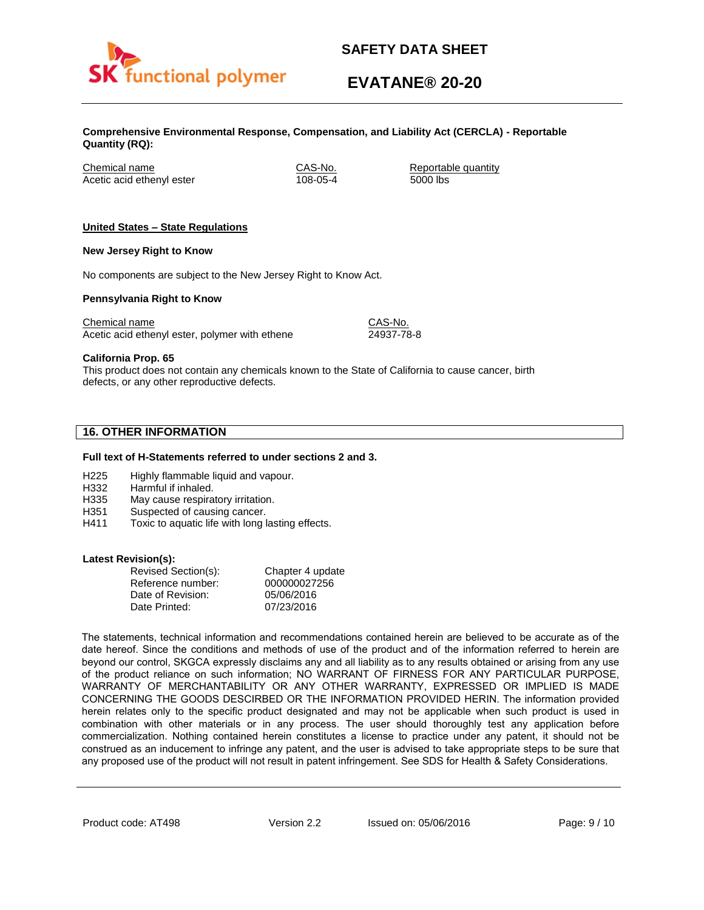**Comprehensive Environmental Response, Compensation, and Liability Act (CERCLA) - Reportable Quantity (RQ):**

| Chemical name | CAS-No. | Reportable quantity |
| --- | --- | --- |
| Acetic acid ethenyl ester | 108-05-4 | 5000 lbs |

**United States – State Regulations**

**New Jersey Right to Know**

No components are subject to the New Jersey Right to Know Act.

**Pennsylvania Right to Know**

| Chemical name | CAS-No. |
| --- | --- |
| Acetic acid ethenyl ester, polymer with ethene | 24937-78-8 |

**California Prop. 65**
This product does not contain any chemicals known to the State of California to cause cancer, birth defects, or any other reproductive defects.

## 16. OTHER INFORMATION

**Full text of H-Statements referred to under sections 2 and 3.**

| | |
| --- | --- |
| H225 | Highly flammable liquid and vapour. |
| H332 | Harmful if inhaled. |
| H335 | May cause respiratory irritation. |
| H351 | Suspected of causing cancer. |
| H411 | Toxic to aquatic life with long lasting effects. |

**Latest Revision(s):**

| | |
| --- | --- |
| Revised Section(s): | Chapter 4 update |
| Reference number: | 000000027256 |
| Date of Revision: | 05/06/2016 |
| Date Printed: | 07/23/2016 |

The statements, technical information and recommendations contained herein are believed to be accurate as of the date hereof. Since the conditions and methods of use of the product and of the information referred to herein are beyond our control, SKGCA expressly disclaims any and all liability as to any results obtained or arising from any use of the product reliance on such information; NO WARRANT OF FIRNESS FOR ANY PARTICULAR PURPOSE, WARRANTY OF MERCHANTABILITY OR ANY OTHER WARRANTY, EXPRESSED OR IMPLIED IS MADE CONCERNING THE GOODS DESCRIBED OR THE INFORMATION PROVIDED HEREIN. The information provided herein relates only to the specific product designated and may not be applicable when such product is used in combination with other materials or in any process. The user should thoroughly test any application before commercialization. Nothing contained herein constitutes a license to practice under any patent, it should not be construed as an inducement to infringe any patent, and the user is advised to take appropriate steps to be sure that any proposed use of the product will not result in patent infringement. See SDS for Health & Safety Considerations.